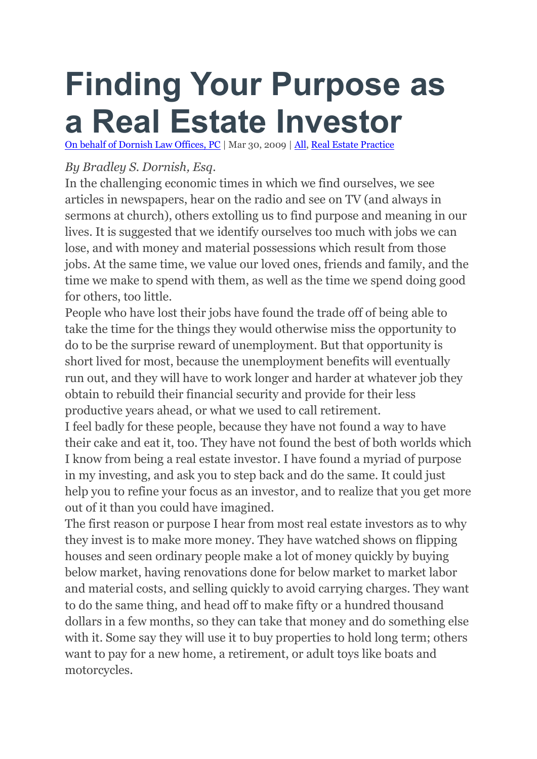# Finding Your Purpose as a Real Estate Investor

On behalf of Dornish Law Offices, PC | Mar 30, 2009 | All, Real Estate Practice

*By Bradley S. Dornish, Esq.*

In the challenging economic times in which we find ourselves, we see articles in newspapers, hear on the radio and see on TV (and always in sermons at church), others extolling us to find purpose and meaning in our lives. It is suggested that we identify ourselves too much with jobs we can lose, and with money and material possessions which result from those jobs. At the same time, we value our loved ones, friends and family, and the time we make to spend with them, as well as the time we spend doing good for others, too little.

People who have lost their jobs have found the trade off of being able to take the time for the things they would otherwise miss the opportunity to do to be the surprise reward of unemployment. But that opportunity is short lived for most, because the unemployment benefits will eventually run out, and they will have to work longer and harder at whatever job they obtain to rebuild their financial security and provide for their less productive years ahead, or what we used to call retirement.

I feel badly for these people, because they have not found a way to have their cake and eat it, too. They have not found the best of both worlds which I know from being a real estate investor. I have found a myriad of purpose in my investing, and ask you to step back and do the same. It could just help you to refine your focus as an investor, and to realize that you get more out of it than you could have imagined.

The first reason or purpose I hear from most real estate investors as to why they invest is to make more money. They have watched shows on flipping houses and seen ordinary people make a lot of money quickly by buying below market, having renovations done for below market to market labor and material costs, and selling quickly to avoid carrying charges. They want to do the same thing, and head off to make fifty or a hundred thousand dollars in a few months, so they can take that money and do something else with it. Some say they will use it to buy properties to hold long term; others want to pay for a new home, a retirement, or adult toys like boats and motorcycles.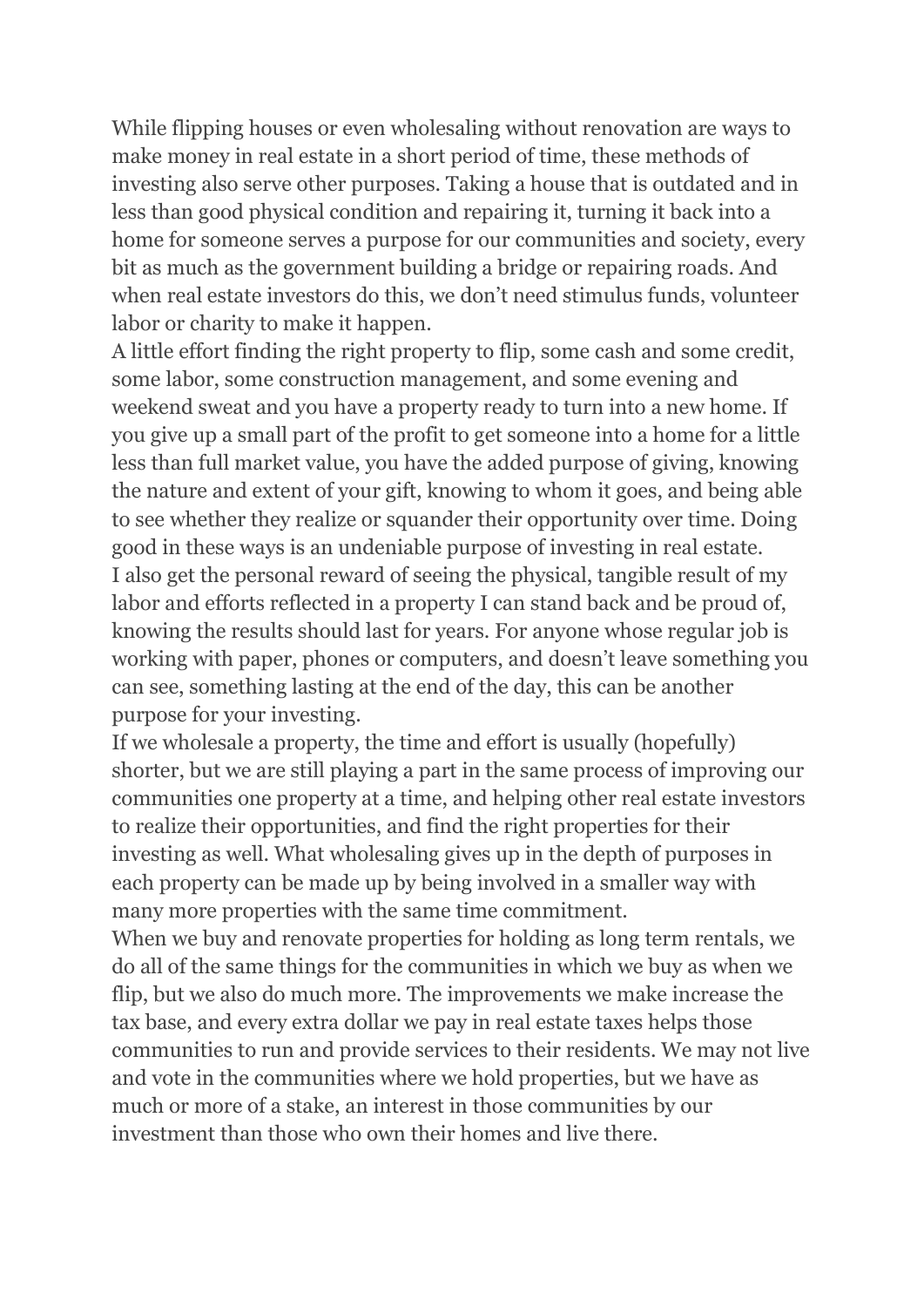While flipping houses or even wholesaling without renovation are ways to make money in real estate in a short period of time, these methods of investing also serve other purposes. Taking a house that is outdated and in less than good physical condition and repairing it, turning it back into a home for someone serves a purpose for our communities and society, every bit as much as the government building a bridge or repairing roads. And when real estate investors do this, we don't need stimulus funds, volunteer labor or charity to make it happen.

A little effort finding the right property to flip, some cash and some credit, some labor, some construction management, and some evening and weekend sweat and you have a property ready to turn into a new home. If you give up a small part of the profit to get someone into a home for a little less than full market value, you have the added purpose of giving, knowing the nature and extent of your gift, knowing to whom it goes, and being able to see whether they realize or squander their opportunity over time. Doing good in these ways is an undeniable purpose of investing in real estate.

I also get the personal reward of seeing the physical, tangible result of my labor and efforts reflected in a property I can stand back and be proud of, knowing the results should last for years. For anyone whose regular job is working with paper, phones or computers, and doesn't leave something you can see, something lasting at the end of the day, this can be another purpose for your investing.

If we wholesale a property, the time and effort is usually (hopefully) shorter, but we are still playing a part in the same process of improving our communities one property at a time, and helping other real estate investors to realize their opportunities, and find the right properties for their investing as well. What wholesaling gives up in the depth of purposes in each property can be made up by being involved in a smaller way with many more properties with the same time commitment.

When we buy and renovate properties for holding as long term rentals, we do all of the same things for the communities in which we buy as when we flip, but we also do much more. The improvements we make increase the tax base, and every extra dollar we pay in real estate taxes helps those communities to run and provide services to their residents. We may not live and vote in the communities where we hold properties, but we have as much or more of a stake, an interest in those communities by our investment than those who own their homes and live there.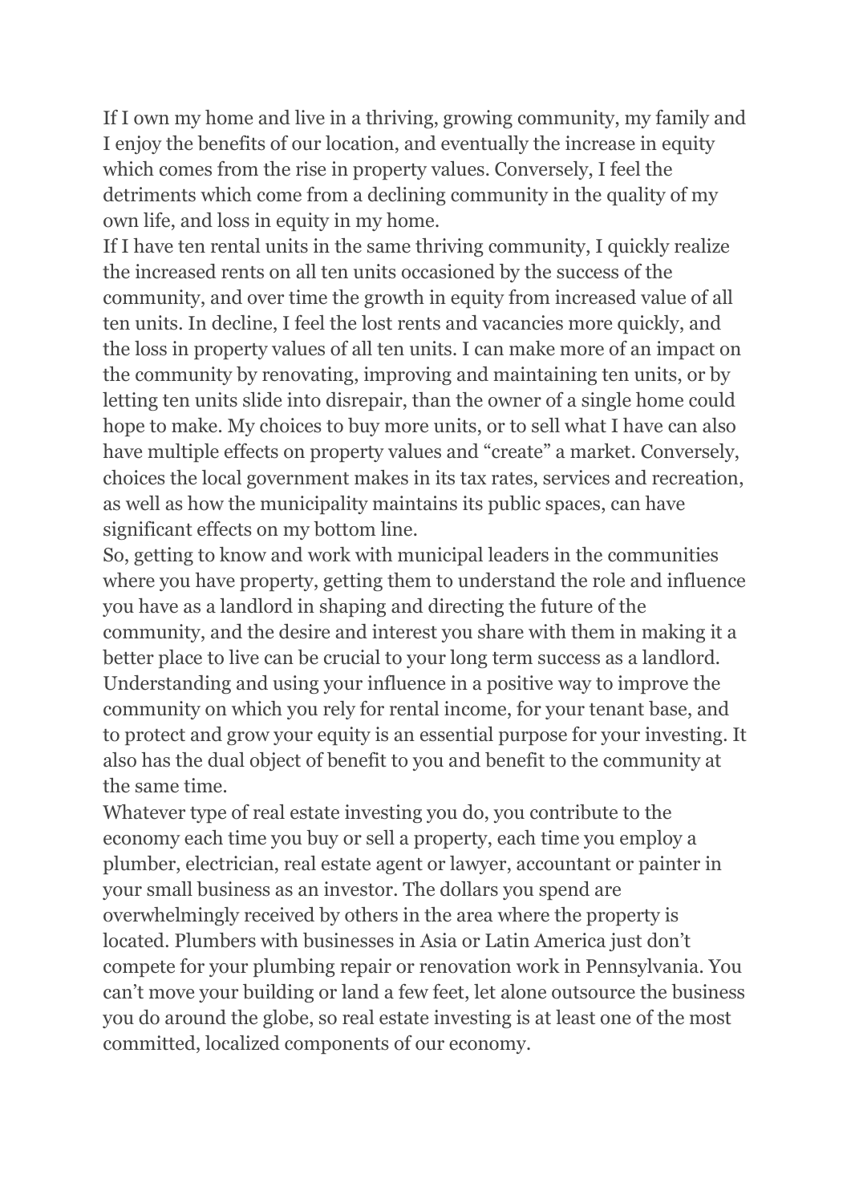If I own my home and live in a thriving, growing community, my family and I enjoy the benefits of our location, and eventually the increase in equity which comes from the rise in property values. Conversely, I feel the detriments which come from a declining community in the quality of my own life, and loss in equity in my home.

If I have ten rental units in the same thriving community, I quickly realize the increased rents on all ten units occasioned by the success of the community, and over time the growth in equity from increased value of all ten units. In decline, I feel the lost rents and vacancies more quickly, and the loss in property values of all ten units. I can make more of an impact on the community by renovating, improving and maintaining ten units, or by letting ten units slide into disrepair, than the owner of a single home could hope to make. My choices to buy more units, or to sell what I have can also have multiple effects on property values and "create" a market. Conversely, choices the local government makes in its tax rates, services and recreation, as well as how the municipality maintains its public spaces, can have significant effects on my bottom line.

So, getting to know and work with municipal leaders in the communities where you have property, getting them to understand the role and influence you have as a landlord in shaping and directing the future of the community, and the desire and interest you share with them in making it a better place to live can be crucial to your long term success as a landlord. Understanding and using your influence in a positive way to improve the community on which you rely for rental income, for your tenant base, and to protect and grow your equity is an essential purpose for your investing. It also has the dual object of benefit to you and benefit to the community at the same time.

Whatever type of real estate investing you do, you contribute to the economy each time you buy or sell a property, each time you employ a plumber, electrician, real estate agent or lawyer, accountant or painter in your small business as an investor. The dollars you spend are overwhelmingly received by others in the area where the property is located. Plumbers with businesses in Asia or Latin America just don't compete for your plumbing repair or renovation work in Pennsylvania. You can't move your building or land a few feet, let alone outsource the business you do around the globe, so real estate investing is at least one of the most committed, localized components of our economy.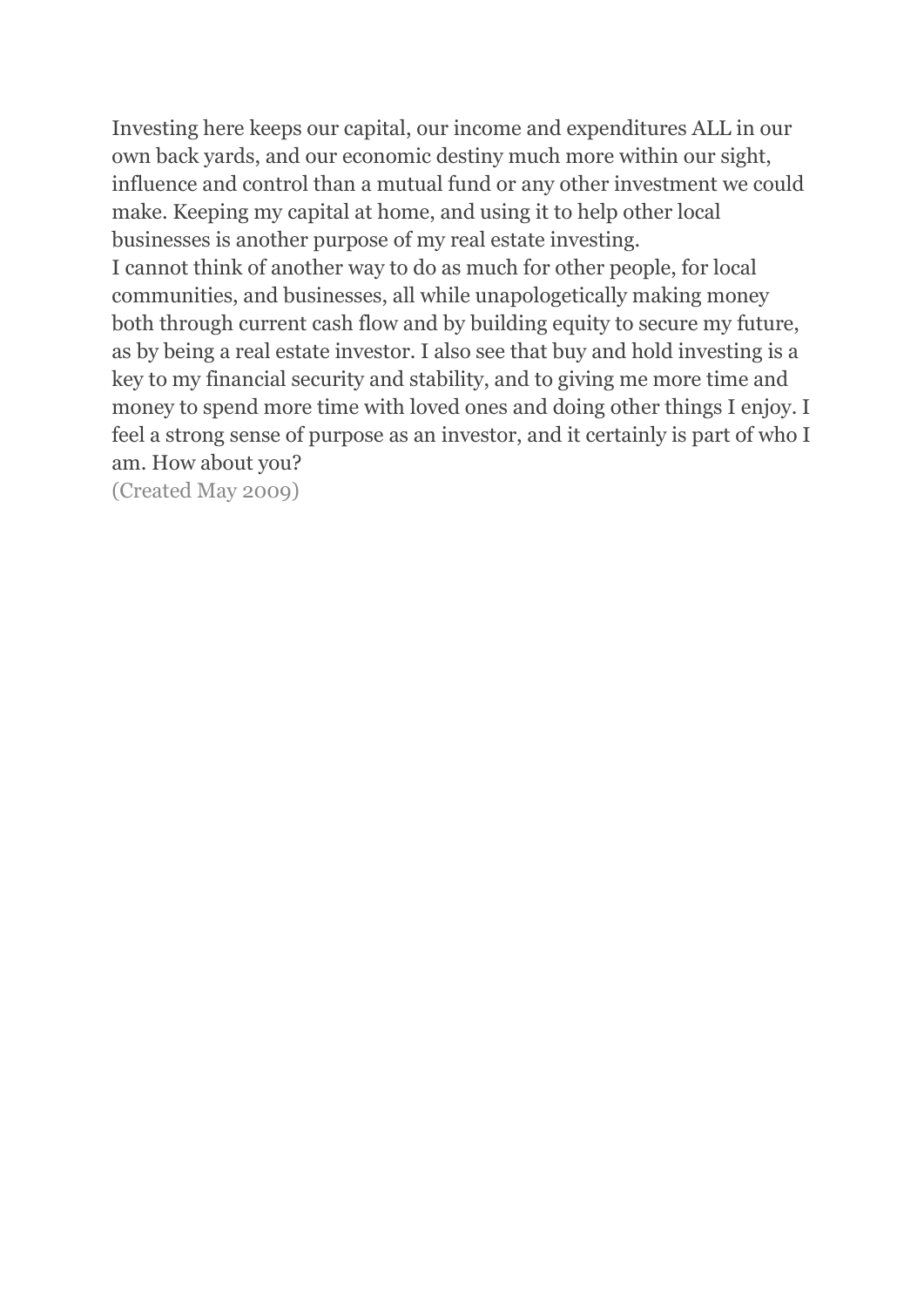Investing here keeps our capital, our income and expenditures ALL in our own back yards, and our economic destiny much more within our sight, influence and control than a mutual fund or any other investment we could make. Keeping my capital at home, and using it to help other local businesses is another purpose of my real estate investing.

I cannot think of another way to do as much for other people, for local communities, and businesses, all while unapologetically making money both through current cash flow and by building equity to secure my future, as by being a real estate investor. I also see that buy and hold investing is a key to my financial security and stability, and to giving me more time and money to spend more time with loved ones and doing other things I enjoy. I feel a strong sense of purpose as an investor, and it certainly is part of who I am. How about you?

(Created May 2009)